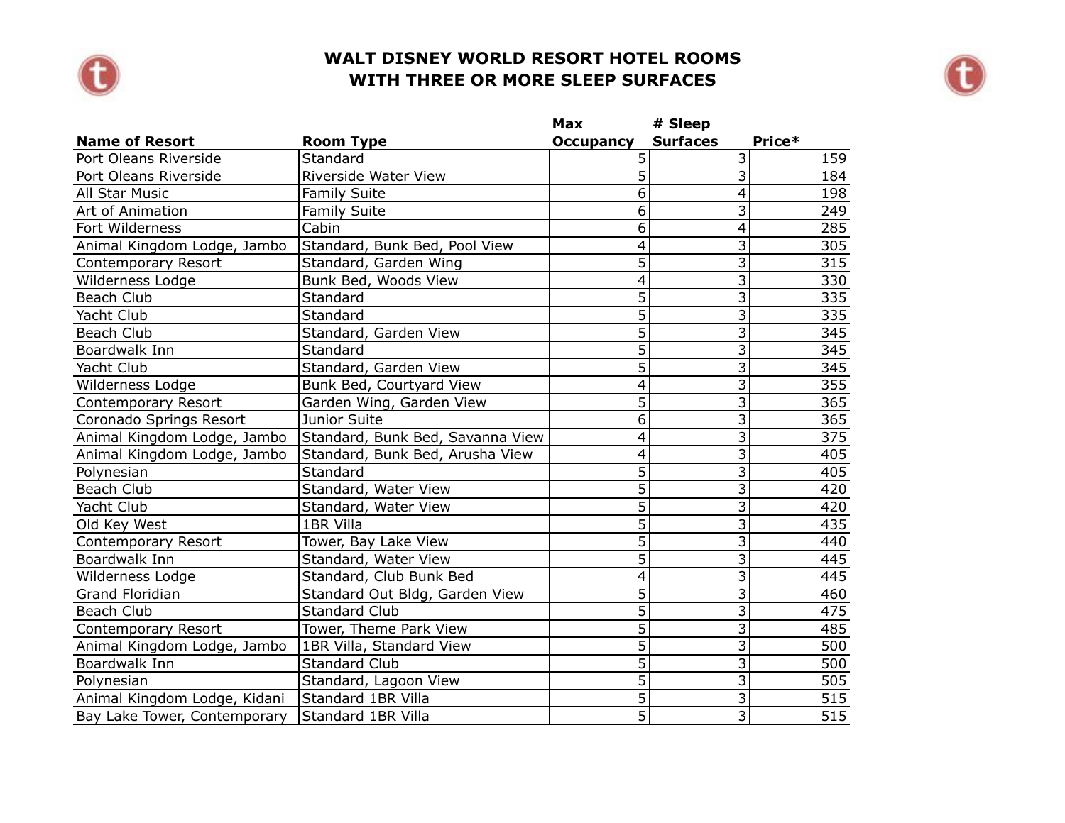# WALT DISNEY WORLD RESORT HOTEL ROOMS WITH THREE OR MORE SLEEP SURFACES

| Name of Resort | Room Type | Max Occupancy | # Sleep Surfaces | Price* |
|---|---|---|---|---|
| Port Oleans Riverside | Standard | 5 | 3 | 159 |
| Port Oleans Riverside | Riverside Water View | 5 | 3 | 184 |
| All Star Music | Family Suite | 6 | 4 | 198 |
| Art of Animation | Family Suite | 6 | 3 | 249 |
| Fort Wilderness | Cabin | 6 | 4 | 285 |
| Animal Kingdom Lodge, Jambo | Standard, Bunk Bed, Pool View | 4 | 3 | 305 |
| Contemporary Resort | Standard, Garden Wing | 5 | 3 | 315 |
| Wilderness Lodge | Bunk Bed, Woods View | 4 | 3 | 330 |
| Beach Club | Standard | 5 | 3 | 335 |
| Yacht Club | Standard | 5 | 3 | 335 |
| Beach Club | Standard, Garden View | 5 | 3 | 345 |
| Boardwalk Inn | Standard | 5 | 3 | 345 |
| Yacht Club | Standard, Garden View | 5 | 3 | 345 |
| Wilderness Lodge | Bunk Bed, Courtyard View | 4 | 3 | 355 |
| Contemporary Resort | Garden Wing, Garden View | 5 | 3 | 365 |
| Coronado Springs Resort | Junior Suite | 6 | 3 | 365 |
| Animal Kingdom Lodge, Jambo | Standard, Bunk Bed, Savanna View | 4 | 3 | 375 |
| Animal Kingdom Lodge, Jambo | Standard, Bunk Bed, Arusha View | 4 | 3 | 405 |
| Polynesian | Standard | 5 | 3 | 405 |
| Beach Club | Standard, Water View | 5 | 3 | 420 |
| Yacht Club | Standard, Water View | 5 | 3 | 420 |
| Old Key West | 1BR Villa | 5 | 3 | 435 |
| Contemporary Resort | Tower, Bay Lake View | 5 | 3 | 440 |
| Boardwalk Inn | Standard, Water View | 5 | 3 | 445 |
| Wilderness Lodge | Standard, Club Bunk Bed | 4 | 3 | 445 |
| Grand Floridian | Standard Out Bldg, Garden View | 5 | 3 | 460 |
| Beach Club | Standard Club | 5 | 3 | 475 |
| Contemporary Resort | Tower, Theme Park View | 5 | 3 | 485 |
| Animal Kingdom Lodge, Jambo | 1BR Villa, Standard View | 5 | 3 | 500 |
| Boardwalk Inn | Standard Club | 5 | 3 | 500 |
| Polynesian | Standard, Lagoon View | 5 | 3 | 505 |
| Animal Kingdom Lodge, Kidani | Standard 1BR Villa | 5 | 3 | 515 |
| Bay Lake Tower, Contemporary | Standard 1BR Villa | 5 | 3 | 515 |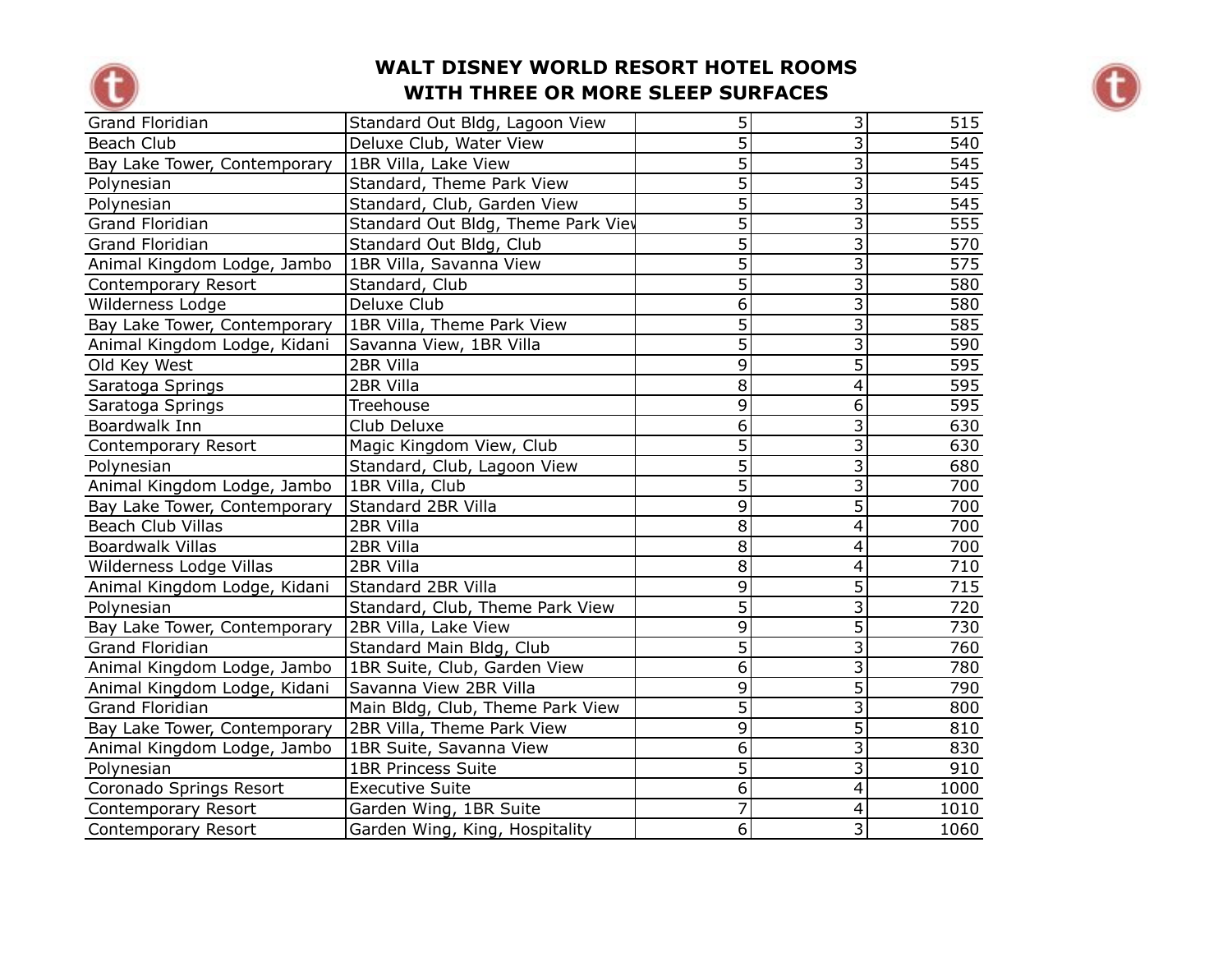# WALT DISNEY WORLD RESORT HOTEL ROOMS WITH THREE OR MORE SLEEP SURFACES

| | | | | |
|---|---|---|---|---|
| Grand Floridian | Standard Out Bldg, Lagoon View | 5 | 3 | 515 |
| Beach Club | Deluxe Club, Water View | 5 | 3 | 540 |
| Bay Lake Tower, Contemporary | 1BR Villa, Lake View | 5 | 3 | 545 |
| Polynesian | Standard, Theme Park View | 5 | 3 | 545 |
| Polynesian | Standard, Club, Garden View | 5 | 3 | 545 |
| Grand Floridian | Standard Out Bldg, Theme Park View | 5 | 3 | 555 |
| Grand Floridian | Standard Out Bldg, Club | 5 | 3 | 570 |
| Animal Kingdom Lodge, Jambo | 1BR Villa, Savanna View | 5 | 3 | 575 |
| Contemporary Resort | Standard, Club | 5 | 3 | 580 |
| Wilderness Lodge | Deluxe Club | 6 | 3 | 580 |
| Bay Lake Tower, Contemporary | 1BR Villa, Theme Park View | 5 | 3 | 585 |
| Animal Kingdom Lodge, Kidani | Savanna View, 1BR Villa | 5 | 3 | 590 |
| Old Key West | 2BR Villa | 9 | 5 | 595 |
| Saratoga Springs | 2BR Villa | 8 | 4 | 595 |
| Saratoga Springs | Treehouse | 9 | 6 | 595 |
| Boardwalk Inn | Club Deluxe | 6 | 3 | 630 |
| Contemporary Resort | Magic Kingdom View, Club | 5 | 3 | 630 |
| Polynesian | Standard, Club, Lagoon View | 5 | 3 | 680 |
| Animal Kingdom Lodge, Jambo | 1BR Villa, Club | 5 | 3 | 700 |
| Bay Lake Tower, Contemporary | Standard 2BR Villa | 9 | 5 | 700 |
| Beach Club Villas | 2BR Villa | 8 | 4 | 700 |
| Boardwalk Villas | 2BR Villa | 8 | 4 | 700 |
| Wilderness Lodge Villas | 2BR Villa | 8 | 4 | 710 |
| Animal Kingdom Lodge, Kidani | Standard 2BR Villa | 9 | 5 | 715 |
| Polynesian | Standard, Club, Theme Park View | 5 | 3 | 720 |
| Bay Lake Tower, Contemporary | 2BR Villa, Lake View | 9 | 5 | 730 |
| Grand Floridian | Standard Main Bldg, Club | 5 | 3 | 760 |
| Animal Kingdom Lodge, Jambo | 1BR Suite, Club, Garden View | 6 | 3 | 780 |
| Animal Kingdom Lodge, Kidani | Savanna View 2BR Villa | 9 | 5 | 790 |
| Grand Floridian | Main Bldg, Club, Theme Park View | 5 | 3 | 800 |
| Bay Lake Tower, Contemporary | 2BR Villa, Theme Park View | 9 | 5 | 810 |
| Animal Kingdom Lodge, Jambo | 1BR Suite, Savanna View | 6 | 3 | 830 |
| Polynesian | 1BR Princess Suite | 5 | 3 | 910 |
| Coronado Springs Resort | Executive Suite | 6 | 4 | 1000 |
| Contemporary Resort | Garden Wing, 1BR Suite | 7 | 4 | 1010 |
| Contemporary Resort | Garden Wing, King, Hospitality | 6 | 3 | 1060 |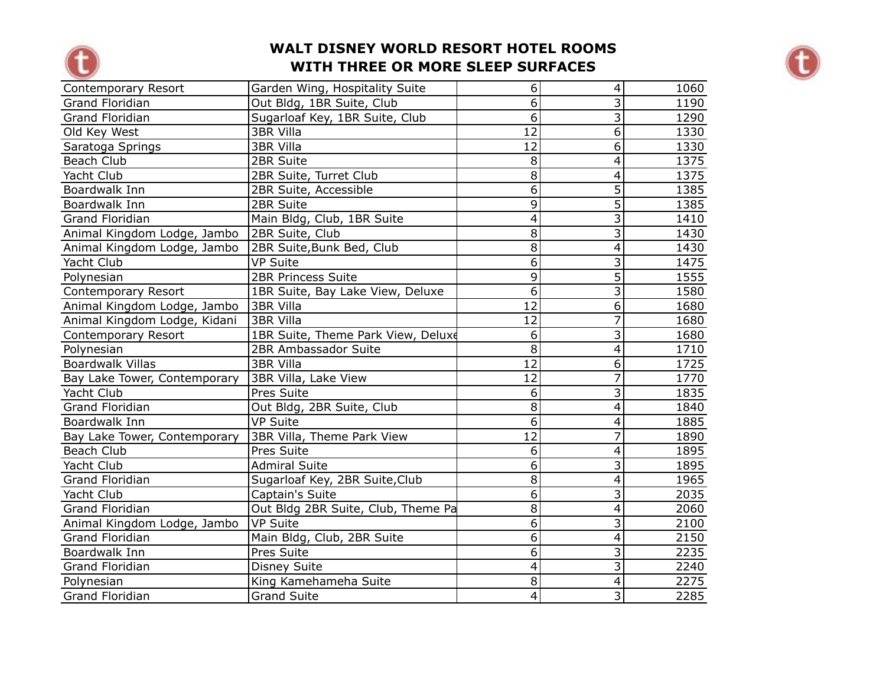# WALT DISNEY WORLD RESORT HOTEL ROOMS WITH THREE OR MORE SLEEP SURFACES

| | | | | |
|---|---|---|---|---|
| Contemporary Resort | Garden Wing, Hospitality Suite | 6 | 4 | 1060 |
| Grand Floridian | Out Bldg, 1BR Suite, Club | 6 | 3 | 1190 |
| Grand Floridian | Sugarloaf Key, 1BR Suite, Club | 6 | 3 | 1290 |
| Old Key West | 3BR Villa | 12 | 6 | 1330 |
| Saratoga Springs | 3BR Villa | 12 | 6 | 1330 |
| Beach Club | 2BR Suite | 8 | 4 | 1375 |
| Yacht Club | 2BR Suite, Turret Club | 8 | 4 | 1375 |
| Boardwalk Inn | 2BR Suite, Accessible | 6 | 5 | 1385 |
| Boardwalk Inn | 2BR Suite | 9 | 5 | 1385 |
| Grand Floridian | Main Bldg, Club, 1BR Suite | 4 | 3 | 1410 |
| Animal Kingdom Lodge, Jambo | 2BR Suite, Club | 8 | 3 | 1430 |
| Animal Kingdom Lodge, Jambo | 2BR Suite,Bunk Bed, Club | 8 | 4 | 1430 |
| Yacht Club | VP Suite | 6 | 3 | 1475 |
| Polynesian | 2BR Princess Suite | 9 | 5 | 1555 |
| Contemporary Resort | 1BR Suite, Bay Lake View, Deluxe | 6 | 3 | 1580 |
| Animal Kingdom Lodge, Jambo | 3BR Villa | 12 | 6 | 1680 |
| Animal Kingdom Lodge, Kidani | 3BR Villa | 12 | 7 | 1680 |
| Contemporary Resort | 1BR Suite, Theme Park View, Deluxe | 6 | 3 | 1680 |
| Polynesian | 2BR Ambassador Suite | 8 | 4 | 1710 |
| Boardwalk Villas | 3BR Villa | 12 | 6 | 1725 |
| Bay Lake Tower, Contemporary | 3BR Villa, Lake View | 12 | 7 | 1770 |
| Yacht Club | Pres Suite | 6 | 3 | 1835 |
| Grand Floridian | Out Bldg, 2BR Suite, Club | 8 | 4 | 1840 |
| Boardwalk Inn | VP Suite | 6 | 4 | 1885 |
| Bay Lake Tower, Contemporary | 3BR Villa, Theme Park View | 12 | 7 | 1890 |
| Beach Club | Pres Suite | 6 | 4 | 1895 |
| Yacht Club | Admiral Suite | 6 | 3 | 1895 |
| Grand Floridian | Sugarloaf Key, 2BR Suite,Club | 8 | 4 | 1965 |
| Yacht Club | Captain's Suite | 6 | 3 | 2035 |
| Grand Floridian | Out Bldg 2BR Suite, Club, Theme Pa | 8 | 4 | 2060 |
| Animal Kingdom Lodge, Jambo | VP Suite | 6 | 3 | 2100 |
| Grand Floridian | Main Bldg, Club, 2BR Suite | 6 | 4 | 2150 |
| Boardwalk Inn | Pres Suite | 6 | 3 | 2235 |
| Grand Floridian | Disney Suite | 4 | 3 | 2240 |
| Polynesian | King Kamehameha Suite | 8 | 4 | 2275 |
| Grand Floridian | Grand Suite | 4 | 3 | 2285 |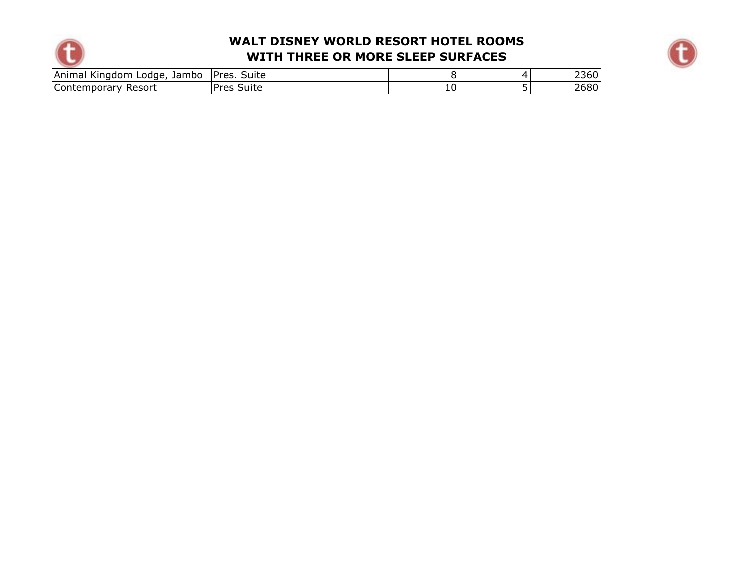# WALT DISNEY WORLD RESORT HOTEL ROOMS WITH THREE OR MORE SLEEP SURFACES

| | | | | |
|---|---|---|---|---|
| Animal Kingdom Lodge, Jambo | Pres. Suite | 8 | 4 | 2360 |
| Contemporary Resort | Pres Suite | 10 | 5 | 2680 |